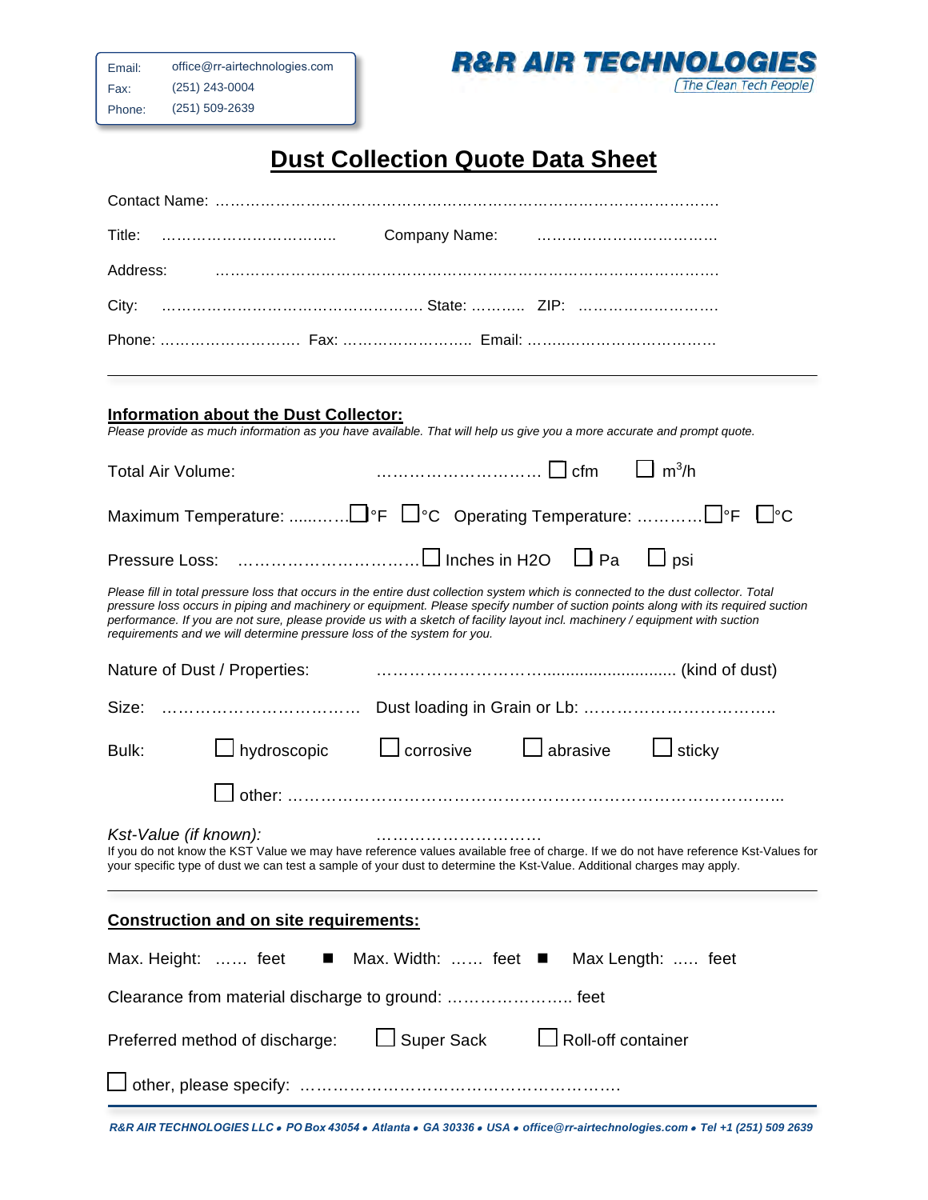| | |
|---|---|
| Email: | office@rr-airtechnologies.com |
| Fax: | (251) 243-0004 |
| Phone: | (251) 509-2639 |

**R&R AIR TECHNOLOGIES**
*The Clean Tech People*

# Dust Collection Quote Data Sheet

Contact Name: ……………………………………………………………………………………….

Title: …………………………….. Company Name: ………………………………

Address: ……………………………………………………………………………………….

City: …………………………………………… State: ……….. ZIP: ……………………….

Phone: ………………………. Fax: …………………….. Email: ………………………………

---

## Information about the Dust Collector:

*Please provide as much information as you have available. That will help us give you a more accurate and prompt quote.*

Total Air Volume: ………………………… ☐ cfm ☐ $m^3/h$

Maximum Temperature: ..........☐°F ☐°C Operating Temperature: …………☐°F ☐°C

Pressure Loss: ……………………………☐ Inches in H2O ☐ Pa ☐ psi

*Please fill in total pressure loss that occurs in the entire dust collection system which is connected to the dust collector. Total pressure loss occurs in piping and machinery or equipment. Please specify number of suction points along with its required suction performance. If you are not sure, please provide us with a sketch of facility layout incl. machinery / equipment with suction requirements and we will determine pressure loss of the system for you.*

Nature of Dust / Properties: ……………………….......................... (kind of dust)

Size: ……………………………… Dust loading in Grain or Lb: ……………………………..

Bulk: ☐ hydroscopic ☐ corrosive ☐ abrasive ☐ sticky

☐ other: ……………………………………………………………………………………..

*Kst-Value (if known):* …………………………

If you do not know the KST Value we may have reference values available free of charge. If we do not have reference Kst-Values for your specific type of dust we can test a sample of your dust to determine the Kst-Value. Additional charges may apply.

---

## Construction and on site requirements:

Max. Height: …… feet ■ Max. Width: …… feet ■ Max Length: ….. feet

Clearance from material discharge to ground: ………………….. feet

Preferred method of discharge: ☐ Super Sack ☐ Roll-off container

☐ other, please specify: …………………………………………………….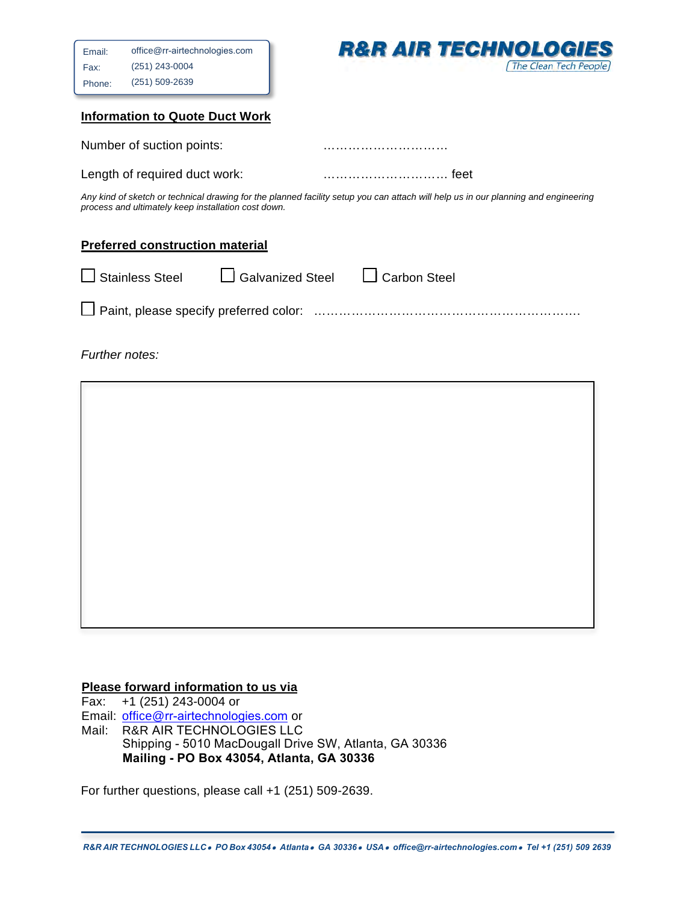Email: office@rr-airtechnologies.com
Fax: (251) 243-0004
Phone: (251) 509-2639

**R&R AIR TECHNOLOGIES**
*The Clean Tech People*

## Information to Quote Duct Work

Number of suction points: …………………………

Length of required duct work: ………………………… feet

*Any kind of sketch or technical drawing for the planned facility setup you can attach will help us in our planning and engineering process and ultimately keep installation cost down.*

## Preferred construction material

☐ Stainless Steel ☐ Galvanized Steel ☐ Carbon Steel

☐ Paint, please specify preferred color: ………………………………………………………….

*Further notes:*

## Please forward information to us via

Fax: +1 (251) 243-0004 or
Email: office@rr-airtechnologies.com or
Mail: R&R AIR TECHNOLOGIES LLC
Shipping - 5010 MacDougall Drive SW, Atlanta, GA 30336
**Mailing - PO Box 43054, Atlanta, GA 30336**

For further questions, please call +1 (251) 509-2639.